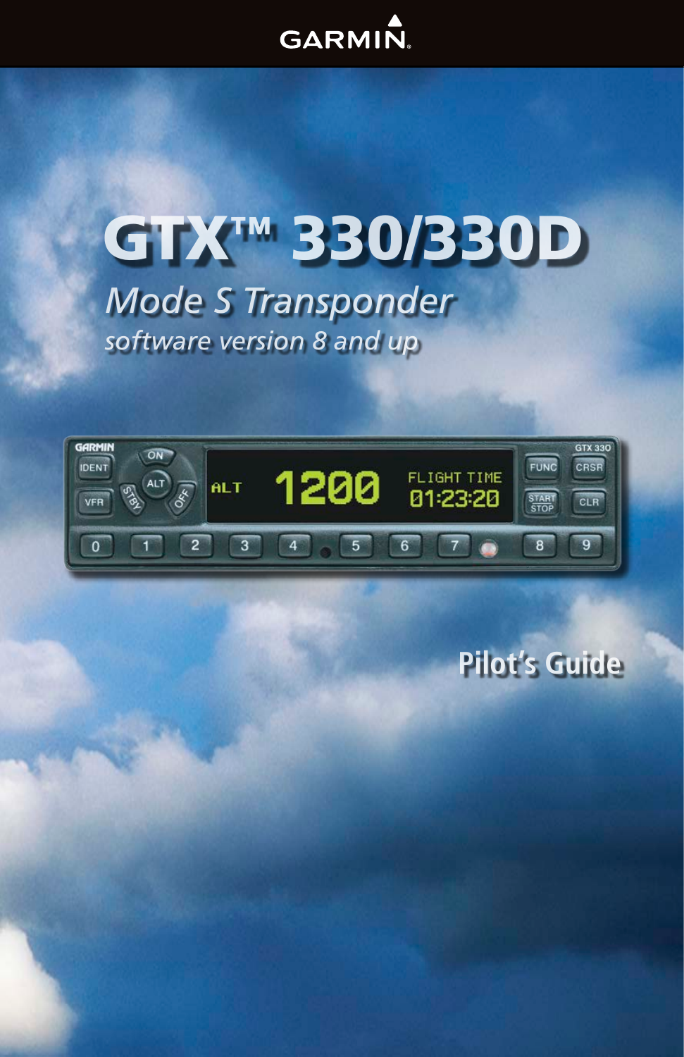GARMIN

# GTX™ 330/330D

## *Mode S Transponder*

*software version 8 and up*

**Pilot's Guide**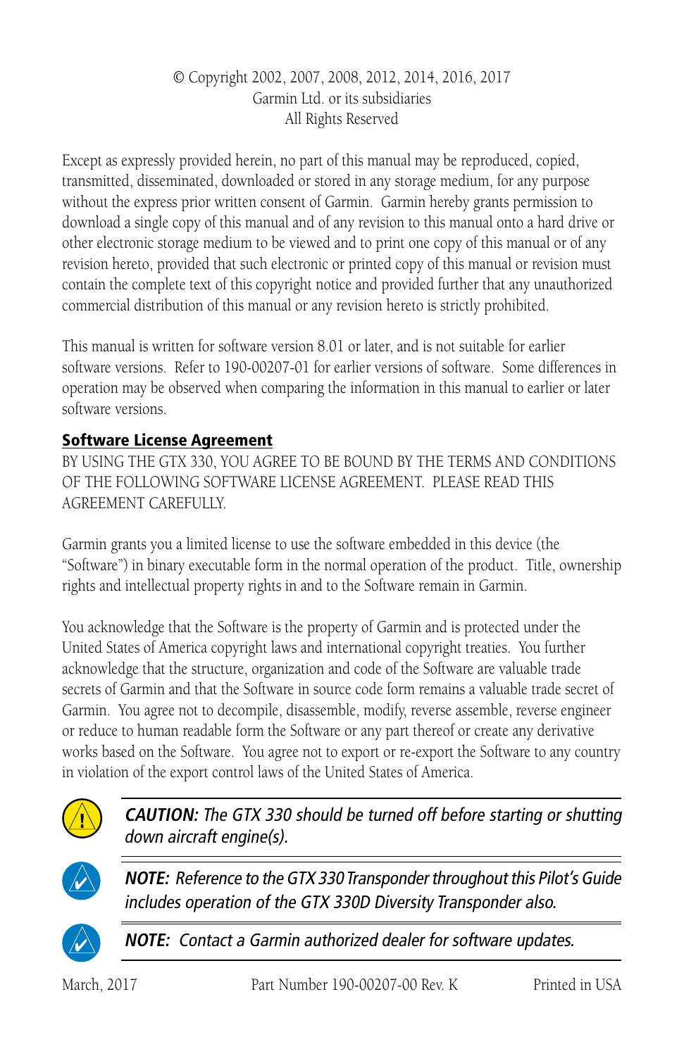© Copyright 2002, 2007, 2008, 2012, 2014, 2016, 2017
Garmin Ltd. or its subsidiaries
All Rights Reserved

Except as expressly provided herein, no part of this manual may be reproduced, copied, transmitted, disseminated, downloaded or stored in any storage medium, for any purpose without the express prior written consent of Garmin. Garmin hereby grants permission to download a single copy of this manual and of any revision to this manual onto a hard drive or other electronic storage medium to be viewed and to print one copy of this manual or of any revision hereto, provided that such electronic or printed copy of this manual or revision must contain the complete text of this copyright notice and provided further that any unauthorized commercial distribution of this manual or any revision hereto is strictly prohibited.

This manual is written for software version 8.01 or later, and is not suitable for earlier software versions. Refer to 190-00207-01 for earlier versions of software. Some differences in operation may be observed when comparing the information in this manual to earlier or later software versions.

## Software License Agreement

BY USING THE GTX 330, YOU AGREE TO BE BOUND BY THE TERMS AND CONDITIONS OF THE FOLLOWING SOFTWARE LICENSE AGREEMENT. PLEASE READ THIS AGREEMENT CAREFULLY.

Garmin grants you a limited license to use the software embedded in this device (the "Software") in binary executable form in the normal operation of the product. Title, ownership rights and intellectual property rights in and to the Software remain in Garmin.

You acknowledge that the Software is the property of Garmin and is protected under the United States of America copyright laws and international copyright treaties. You further acknowledge that the structure, organization and code of the Software are valuable trade secrets of Garmin and that the Software in source code form remains a valuable trade secret of Garmin. You agree not to decompile, disassemble, modify, reverse assemble, reverse engineer or reduce to human readable form the Software or any part thereof or create any derivative works based on the Software. You agree not to export or re-export the Software to any country in violation of the export control laws of the United States of America.

***CAUTION:*** *The GTX 330 should be turned off before starting or shutting down aircraft engine(s).*

***NOTE:*** *Reference to the GTX 330 Transponder throughout this Pilot's Guide includes operation of the GTX 330D Diversity Transponder also.*

***NOTE:*** *Contact a Garmin authorized dealer for software updates.*

March, 2017 | Part Number 190-00207-00 Rev. K | Printed in USA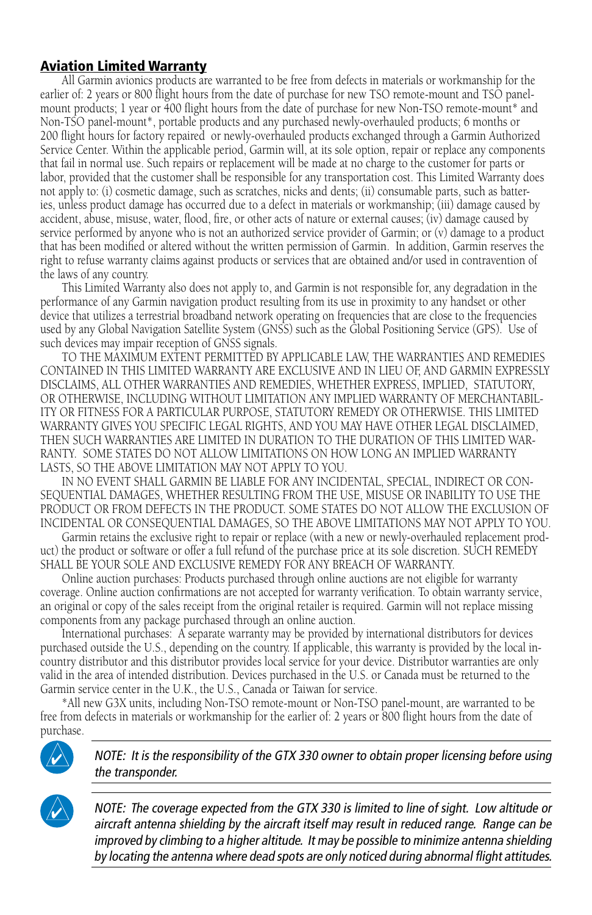## Aviation Limited Warranty

All Garmin avionics products are warranted to be free from defects in materials or workmanship for the earlier of: 2 years or 800 flight hours from the date of purchase for new TSO remote-mount and TSO panel-mount products; 1 year or 400 flight hours from the date of purchase for new Non-TSO remote-mount* and Non-TSO panel-mount*, portable products and any purchased newly-overhauled products; 6 months or 200 flight hours for factory repaired or newly-overhauled products exchanged through a Garmin Authorized Service Center. Within the applicable period, Garmin will, at its sole option, repair or replace any components that fail in normal use. Such repairs or replacement will be made at no charge to the customer for parts or labor, provided that the customer shall be responsible for any transportation cost. This Limited Warranty does not apply to: (i) cosmetic damage, such as scratches, nicks and dents; (ii) consumable parts, such as batteries, unless product damage has occurred due to a defect in materials or workmanship; (iii) damage caused by accident, abuse, misuse, water, flood, fire, or other acts of nature or external causes; (iv) damage caused by service performed by anyone who is not an authorized service provider of Garmin; or (v) damage to a product that has been modified or altered without the written permission of Garmin. In addition, Garmin reserves the right to refuse warranty claims against products or services that are obtained and/or used in contravention of the laws of any country.

This Limited Warranty also does not apply to, and Garmin is not responsible for, any degradation in the performance of any Garmin navigation product resulting from its use in proximity to any handset or other device that utilizes a terrestrial broadband network operating on frequencies that are close to the frequencies used by any Global Navigation Satellite System (GNSS) such as the Global Positioning Service (GPS). Use of such devices may impair reception of GNSS signals.

TO THE MAXIMUM EXTENT PERMITTED BY APPLICABLE LAW, THE WARRANTIES AND REMEDIES CONTAINED IN THIS LIMITED WARRANTY ARE EXCLUSIVE AND IN LIEU OF, AND GARMIN EXPRESSLY DISCLAIMS, ALL OTHER WARRANTIES AND REMEDIES, WHETHER EXPRESS, IMPLIED, STATUTORY, OR OTHERWISE, INCLUDING WITHOUT LIMITATION ANY IMPLIED WARRANTY OF MERCHANTABILITY OR FITNESS FOR A PARTICULAR PURPOSE, STATUTORY REMEDY OR OTHERWISE. THIS LIMITED WARRANTY GIVES YOU SPECIFIC LEGAL RIGHTS, AND YOU MAY HAVE OTHER LEGAL DISCLAIMED, THEN SUCH WARRANTIES ARE LIMITED IN DURATION TO THE DURATION OF THIS LIMITED WARRANTY. SOME STATES DO NOT ALLOW LIMITATIONS ON HOW LONG AN IMPLIED WARRANTY LASTS, SO THE ABOVE LIMITATION MAY NOT APPLY TO YOU.

IN NO EVENT SHALL GARMIN BE LIABLE FOR ANY INCIDENTAL, SPECIAL, INDIRECT OR CONSEQUENTIAL DAMAGES, WHETHER RESULTING FROM THE USE, MISUSE OR INABILITY TO USE THE PRODUCT OR FROM DEFECTS IN THE PRODUCT. SOME STATES DO NOT ALLOW THE EXCLUSION OF INCIDENTAL OR CONSEQUENTIAL DAMAGES, SO THE ABOVE LIMITATIONS MAY NOT APPLY TO YOU.

Garmin retains the exclusive right to repair or replace (with a new or newly-overhauled replacement product) the product or software or offer a full refund of the purchase price at its sole discretion. SUCH REMEDY SHALL BE YOUR SOLE AND EXCLUSIVE REMEDY FOR ANY BREACH OF WARRANTY.

Online auction purchases: Products purchased through online auctions are not eligible for warranty coverage. Online auction confirmations are not accepted for warranty verification. To obtain warranty service, an original or copy of the sales receipt from the original retailer is required. Garmin will not replace missing components from any package purchased through an online auction.

International purchases: A separate warranty may be provided by international distributors for devices purchased outside the U.S., depending on the country. If applicable, this warranty is provided by the local in-country distributor and this distributor provides local service for your device. Distributor warranties are only valid in the area of intended distribution. Devices purchased in the U.S. or Canada must be returned to the Garmin service center in the U.K., the U.S., Canada or Taiwan for service.

*All new G3X units, including Non-TSO remote-mount or Non-TSO panel-mount, are warranted to be free from defects in materials or workmanship for the earlier of: 2 years or 800 flight hours from the date of purchase.

*NOTE: It is the responsibility of the GTX 330 owner to obtain proper licensing before using the transponder.*

*NOTE: The coverage expected from the GTX 330 is limited to line of sight. Low altitude or aircraft antenna shielding by the aircraft itself may result in reduced range. Range can be improved by climbing to a higher altitude. It may be possible to minimize antenna shielding by locating the antenna where dead spots are only noticed during abnormal flight attitudes.*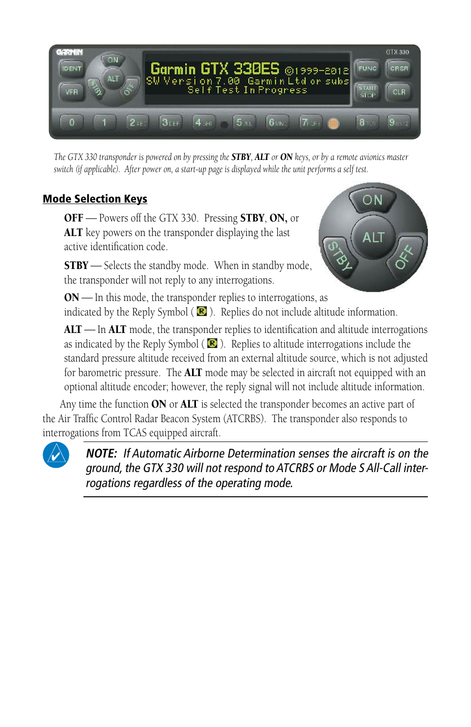*The GTX 330 transponder is powered on by pressing the **STBY**, **ALT** or **ON** keys, or by a remote avionics master switch (if applicable). After power on, a start-up page is displayed while the unit performs a self test.*

## Mode Selection Keys

**OFF** — Powers off the GTX 330. Pressing **STBY**, **ON,** or **ALT** key powers on the transponder displaying the last active identification code.

**STBY** — Selects the standby mode. When in standby mode, the transponder will not reply to any interrogations.

**ON** — In this mode, the transponder replies to interrogations, as indicated by the Reply Symbol ( R ). Replies do not include altitude information.

**ALT** — In **ALT** mode, the transponder replies to identification and altitude interrogations as indicated by the Reply Symbol ( R ). Replies to altitude interrogations include the standard pressure altitude received from an external altitude source, which is not adjusted for barometric pressure. The **ALT** mode may be selected in aircraft not equipped with an optional altitude encoder; however, the reply signal will not include altitude information.

Any time the function **ON** or **ALT** is selected the transponder becomes an active part of the Air Traffic Control Radar Beacon System (ATCRBS). The transponder also responds to interrogations from TCAS equipped aircraft.

***NOTE:** If Automatic Airborne Determination senses the aircraft is on the ground, the GTX 330 will not respond to ATCRBS or Mode S All-Call interrogations regardless of the operating mode.*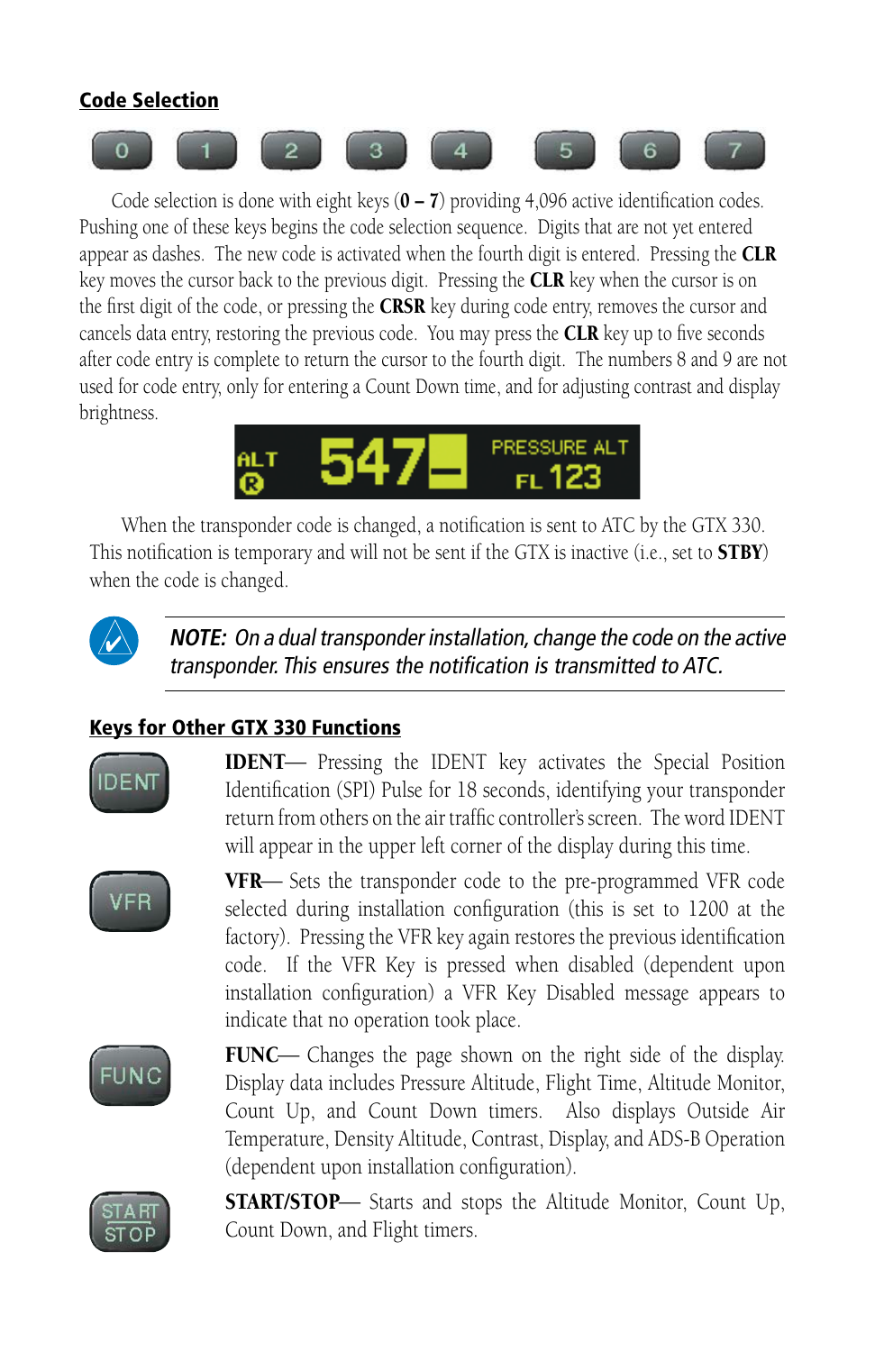## Code Selection

Code selection is done with eight keys (**0 – 7**) providing 4,096 active identification codes. Pushing one of these keys begins the code selection sequence. Digits that are not yet entered appear as dashes. The new code is activated when the fourth digit is entered. Pressing the **CLR** key moves the cursor back to the previous digit. Pressing the **CLR** key when the cursor is on the first digit of the code, or pressing the **CRSR** key during code entry, removes the cursor and cancels data entry, restoring the previous code. You may press the **CLR** key up to five seconds after code entry is complete to return the cursor to the fourth digit. The numbers 8 and 9 are not used for code entry, only for entering a Count Down time, and for adjusting contrast and display brightness.

When the transponder code is changed, a notification is sent to ATC by the GTX 330. This notification is temporary and will not be sent if the GTX is inactive (i.e., set to **STBY**) when the code is changed.

***NOTE:** On a dual transponder installation, change the code on the active transponder. This ensures the notification is transmitted to ATC.*

## Keys for Other GTX 330 Functions

**IDENT**— Pressing the IDENT key activates the Special Position Identification (SPI) Pulse for 18 seconds, identifying your transponder return from others on the air traffic controller's screen. The word IDENT will appear in the upper left corner of the display during this time.

**VFR**— Sets the transponder code to the pre-programmed VFR code selected during installation configuration (this is set to 1200 at the factory). Pressing the VFR key again restores the previous identification code. If the VFR Key is pressed when disabled (dependent upon installation configuration) a VFR Key Disabled message appears to indicate that no operation took place.

**FUNC**— Changes the page shown on the right side of the display. Display data includes Pressure Altitude, Flight Time, Altitude Monitor, Count Up, and Count Down timers. Also displays Outside Air Temperature, Density Altitude, Contrast, Display, and ADS-B Operation (dependent upon installation configuration).

**START/STOP**— Starts and stops the Altitude Monitor, Count Up, Count Down, and Flight timers.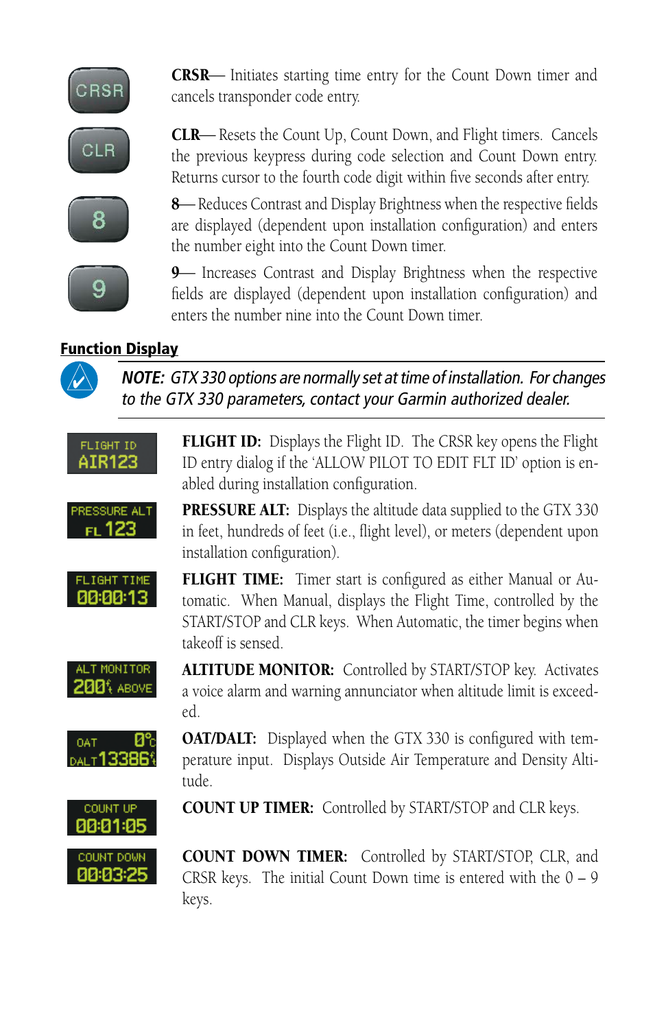**CRSR**— Initiates starting time entry for the Count Down timer and cancels transponder code entry.

**CLR**— Resets the Count Up, Count Down, and Flight timers. Cancels the previous keypress during code selection and Count Down entry. Returns cursor to the fourth code digit within five seconds after entry.

**8**— Reduces Contrast and Display Brightness when the respective fields are displayed (dependent upon installation configuration) and enters the number eight into the Count Down timer.

**9**— Increases Contrast and Display Brightness when the respective fields are displayed (dependent upon installation configuration) and enters the number nine into the Count Down timer.

## Function Display

***NOTE: GTX 330 options are normally set at time of installation. For changes to the GTX 330 parameters, contact your Garmin authorized dealer.***

**FLIGHT ID:** Displays the Flight ID. The CRSR key opens the Flight ID entry dialog if the 'ALLOW PILOT TO EDIT FLT ID' option is enabled during installation configuration.

**PRESSURE ALT:** Displays the altitude data supplied to the GTX 330 in feet, hundreds of feet (i.e., flight level), or meters (dependent upon installation configuration).

**FLIGHT TIME:** Timer start is configured as either Manual or Automatic. When Manual, displays the Flight Time, controlled by the START/STOP and CLR keys. When Automatic, the timer begins when takeoff is sensed.

**ALTITUDE MONITOR:** Controlled by START/STOP key. Activates a voice alarm and warning annunciator when altitude limit is exceeded.

**OAT/DALT:** Displayed when the GTX 330 is configured with temperature input. Displays Outside Air Temperature and Density Altitude.

**COUNT UP TIMER:** Controlled by START/STOP and CLR keys.

**COUNT DOWN TIMER:** Controlled by START/STOP, CLR, and CRSR keys. The initial Count Down time is entered with the 0 – 9 keys.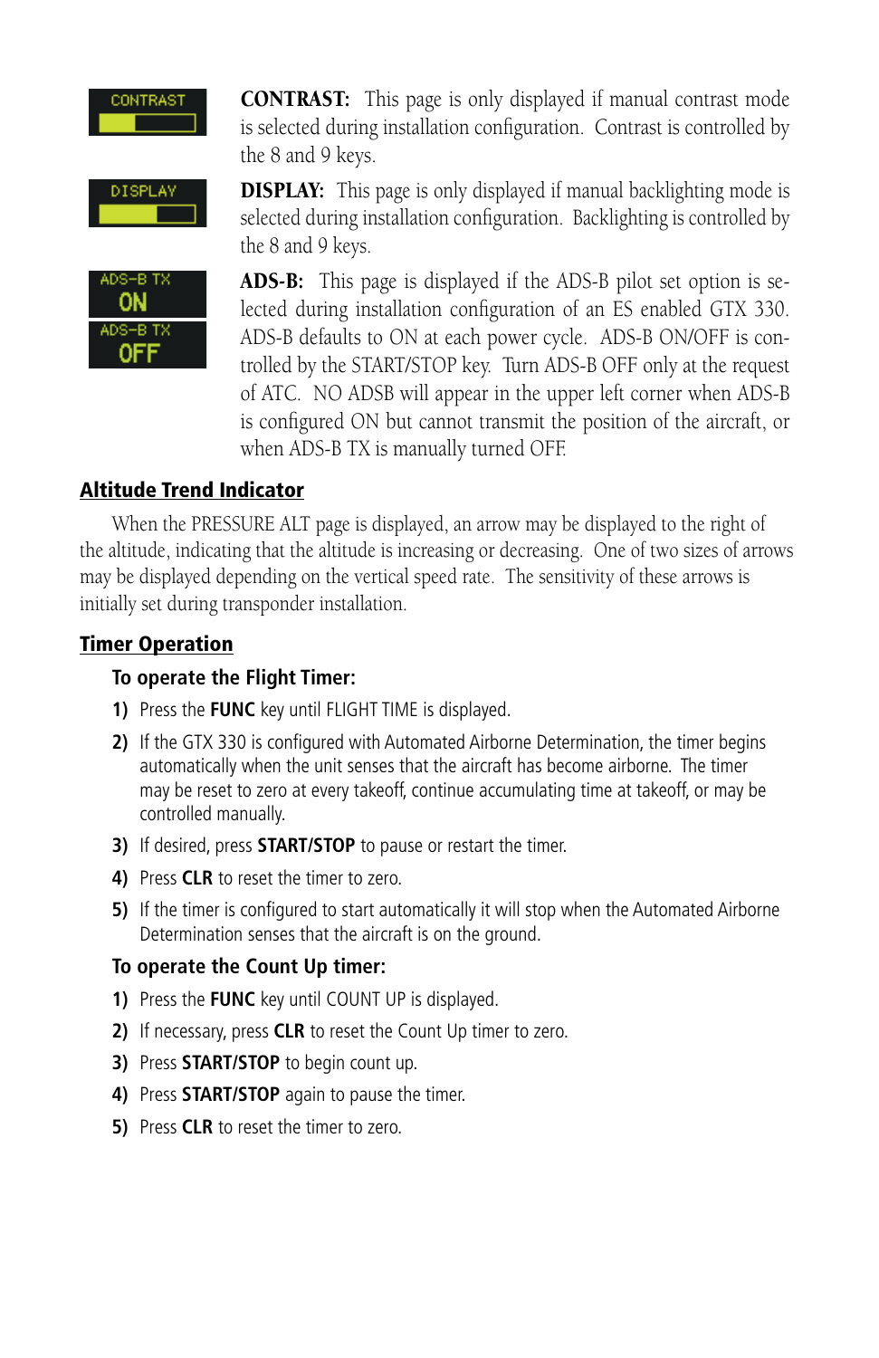**CONTRAST:** This page is only displayed if manual contrast mode is selected during installation configuration. Contrast is controlled by the 8 and 9 keys.

**DISPLAY:** This page is only displayed if manual backlighting mode is selected during installation configuration. Backlighting is controlled by the 8 and 9 keys.

**ADS-B:** This page is displayed if the ADS-B pilot set option is selected during installation configuration of an ES enabled GTX 330. ADS-B defaults to ON at each power cycle. ADS-B ON/OFF is controlled by the START/STOP key. Turn ADS-B OFF only at the request of ATC. NO ADSB will appear in the upper left corner when ADS-B is configured ON but cannot transmit the position of the aircraft, or when ADS-B TX is manually turned OFF.

## Altitude Trend Indicator

When the PRESSURE ALT page is displayed, an arrow may be displayed to the right of the altitude, indicating that the altitude is increasing or decreasing. One of two sizes of arrows may be displayed depending on the vertical speed rate. The sensitivity of these arrows is initially set during transponder installation.

## Timer Operation

### To operate the Flight Timer:

1) Press the **FUNC** key until FLIGHT TIME is displayed.
2) If the GTX 330 is configured with Automated Airborne Determination, the timer begins automatically when the unit senses that the aircraft has become airborne. The timer may be reset to zero at every takeoff, continue accumulating time at takeoff, or may be controlled manually.
3) If desired, press **START/STOP** to pause or restart the timer.
4) Press **CLR** to reset the timer to zero.
5) If the timer is configured to start automatically it will stop when the Automated Airborne Determination senses that the aircraft is on the ground.

### To operate the Count Up timer:

1) Press the **FUNC** key until COUNT UP is displayed.
2) If necessary, press **CLR** to reset the Count Up timer to zero.
3) Press **START/STOP** to begin count up.
4) Press **START/STOP** again to pause the timer.
5) Press **CLR** to reset the timer to zero.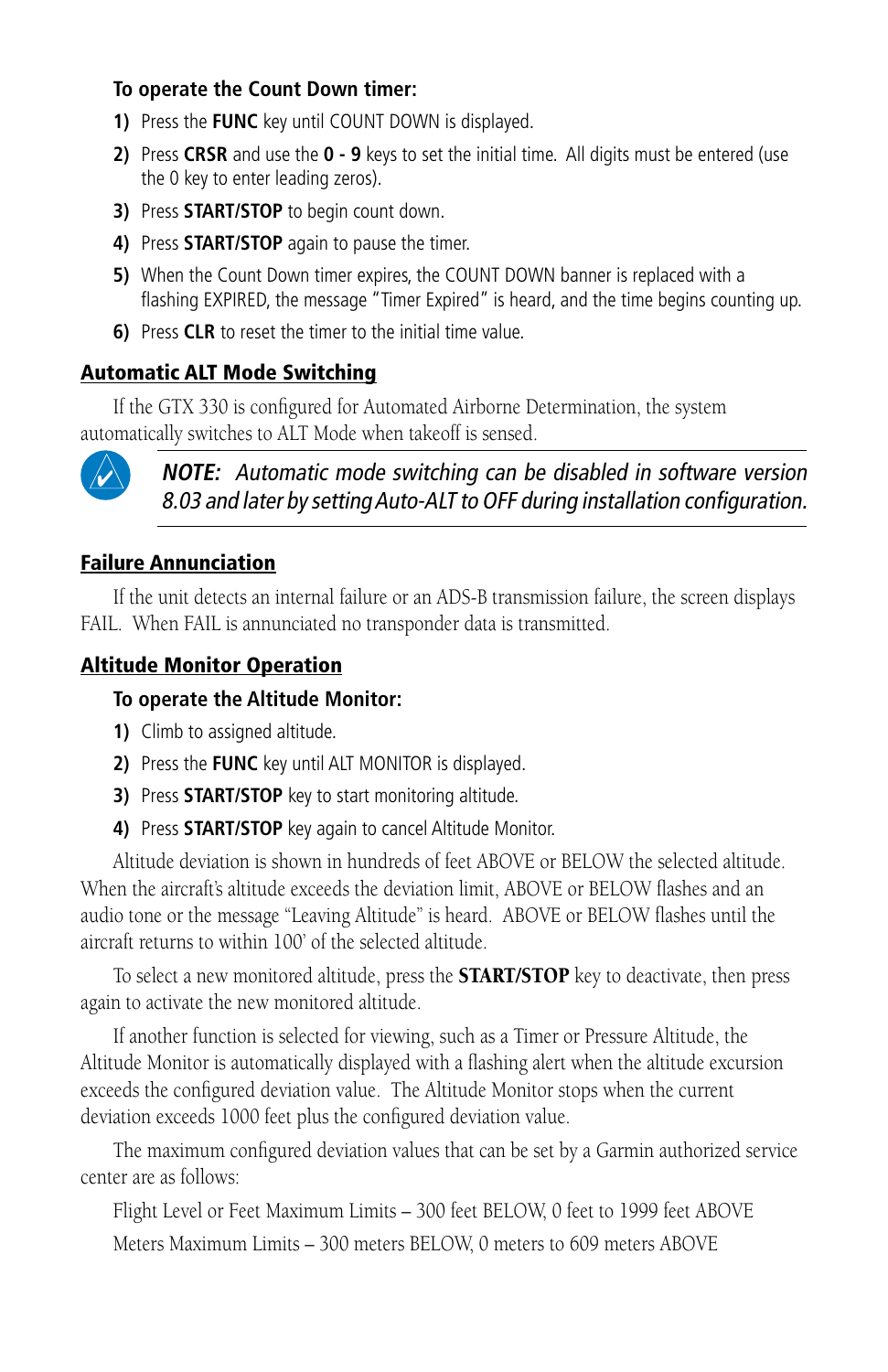**To operate the Count Down timer:**

1) Press the **FUNC** key until COUNT DOWN is displayed.
2) Press **CRSR** and use the **0 - 9** keys to set the initial time. All digits must be entered (use the 0 key to enter leading zeros).
3) Press **START/STOP** to begin count down.
4) Press **START/STOP** again to pause the timer.
5) When the Count Down timer expires, the COUNT DOWN banner is replaced with a flashing EXPIRED, the message "Timer Expired" is heard, and the time begins counting up.
6) Press **CLR** to reset the timer to the initial time value.

## Automatic ALT Mode Switching

If the GTX 330 is configured for Automated Airborne Determination, the system automatically switches to ALT Mode when takeoff is sensed.

***NOTE:** Automatic mode switching can be disabled in software version 8.03 and later by setting Auto-ALT to OFF during installation configuration.*

## Failure Annunciation

If the unit detects an internal failure or an ADS-B transmission failure, the screen displays FAIL. When FAIL is annunciated no transponder data is transmitted.

## Altitude Monitor Operation

**To operate the Altitude Monitor:**

1) Climb to assigned altitude.
2) Press the **FUNC** key until ALT MONITOR is displayed.
3) Press **START/STOP** key to start monitoring altitude.
4) Press **START/STOP** key again to cancel Altitude Monitor.

Altitude deviation is shown in hundreds of feet ABOVE or BELOW the selected altitude. When the aircraft's altitude exceeds the deviation limit, ABOVE or BELOW flashes and an audio tone or the message "Leaving Altitude" is heard. ABOVE or BELOW flashes until the aircraft returns to within 100' of the selected altitude.

To select a new monitored altitude, press the **START/STOP** key to deactivate, then press again to activate the new monitored altitude.

If another function is selected for viewing, such as a Timer or Pressure Altitude, the Altitude Monitor is automatically displayed with a flashing alert when the altitude excursion exceeds the configured deviation value. The Altitude Monitor stops when the current deviation exceeds 1000 feet plus the configured deviation value.

The maximum configured deviation values that can be set by a Garmin authorized service center are as follows:

Flight Level or Feet Maximum Limits – 300 feet BELOW, 0 feet to 1999 feet ABOVE

Meters Maximum Limits – 300 meters BELOW, 0 meters to 609 meters ABOVE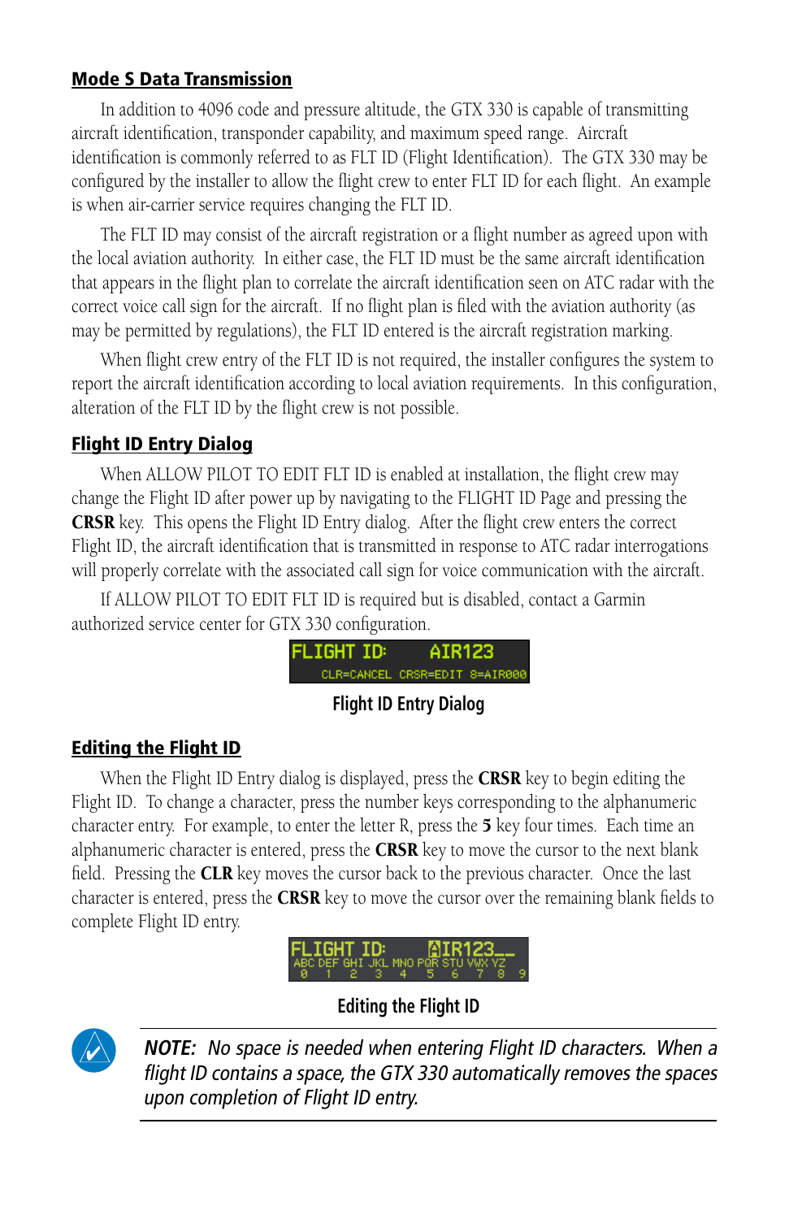## Mode S Data Transmission

In addition to 4096 code and pressure altitude, the GTX 330 is capable of transmitting aircraft identification, transponder capability, and maximum speed range. Aircraft identification is commonly referred to as FLT ID (Flight Identification). The GTX 330 may be configured by the installer to allow the flight crew to enter FLT ID for each flight. An example is when air-carrier service requires changing the FLT ID.

The FLT ID may consist of the aircraft registration or a flight number as agreed upon with the local aviation authority. In either case, the FLT ID must be the same aircraft identification that appears in the flight plan to correlate the aircraft identification seen on ATC radar with the correct voice call sign for the aircraft. If no flight plan is filed with the aviation authority (as may be permitted by regulations), the FLT ID entered is the aircraft registration marking.

When flight crew entry of the FLT ID is not required, the installer configures the system to report the aircraft identification according to local aviation requirements. In this configuration, alteration of the FLT ID by the flight crew is not possible.

## Flight ID Entry Dialog

When ALLOW PILOT TO EDIT FLT ID is enabled at installation, the flight crew may change the Flight ID after power up by navigating to the FLIGHT ID Page and pressing the **CRSR** key. This opens the Flight ID Entry dialog. After the flight crew enters the correct Flight ID, the aircraft identification that is transmitted in response to ATC radar interrogations will properly correlate with the associated call sign for voice communication with the aircraft.

If ALLOW PILOT TO EDIT FLT ID is required but is disabled, contact a Garmin authorized service center for GTX 330 configuration.

FLIGHT ID: AIR123
CLR=CANCEL CRSR=EDIT 8=AIR000

Flight ID Entry Dialog

## Editing the Flight ID

When the Flight ID Entry dialog is displayed, press the **CRSR** key to begin editing the Flight ID. To change a character, press the number keys corresponding to the alphanumeric character entry. For example, to enter the letter R, press the **5** key four times. Each time an alphanumeric character is entered, press the **CRSR** key to move the cursor to the next blank field. Pressing the **CLR** key moves the cursor back to the previous character. Once the last character is entered, press the **CRSR** key to move the cursor over the remaining blank fields to complete Flight ID entry.

FLIGHT ID: AIR123__
ABC DEF GHI JKL MNO PQR STU VWX YZ
0 1 2 3 4 5 6 7 8 9

Editing the Flight ID

***NOTE:*** *No space is needed when entering Flight ID characters. When a flight ID contains a space, the GTX 330 automatically removes the spaces upon completion of Flight ID entry.*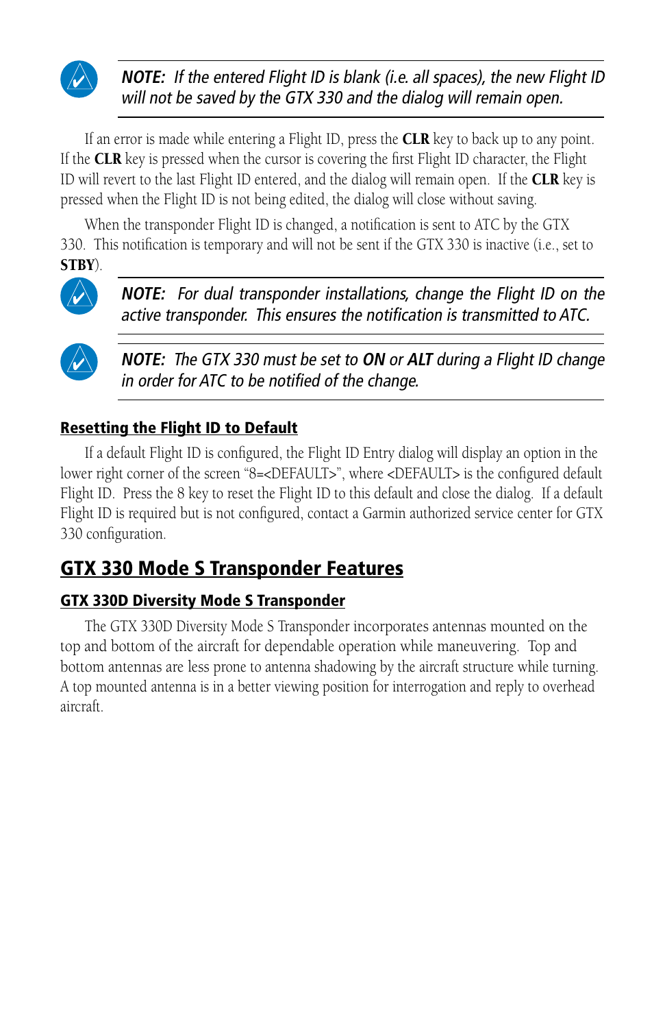***NOTE:*** *If the entered Flight ID is blank (i.e. all spaces), the new Flight ID will not be saved by the GTX 330 and the dialog will remain open.*

If an error is made while entering a Flight ID, press the **CLR** key to back up to any point. If the **CLR** key is pressed when the cursor is covering the first Flight ID character, the Flight ID will revert to the last Flight ID entered, and the dialog will remain open. If the **CLR** key is pressed when the Flight ID is not being edited, the dialog will close without saving.

When the transponder Flight ID is changed, a notification is sent to ATC by the GTX 330. This notification is temporary and will not be sent if the GTX 330 is inactive (i.e., set to **STBY**).

***NOTE:*** *For dual transponder installations, change the Flight ID on the active transponder. This ensures the notification is transmitted to ATC.*

***NOTE:*** *The GTX 330 must be set to **ON** or **ALT** during a Flight ID change in order for ATC to be notified of the change.*

### Resetting the Flight ID to Default

If a default Flight ID is configured, the Flight ID Entry dialog will display an option in the lower right corner of the screen "8=<DEFAULT>", where <DEFAULT> is the configured default Flight ID. Press the 8 key to reset the Flight ID to this default and close the dialog. If a default Flight ID is required but is not configured, contact a Garmin authorized service center for GTX 330 configuration.

## GTX 330 Mode S Transponder Features

### GTX 330D Diversity Mode S Transponder

The GTX 330D Diversity Mode S Transponder incorporates antennas mounted on the top and bottom of the aircraft for dependable operation while maneuvering. Top and bottom antennas are less prone to antenna shadowing by the aircraft structure while turning. A top mounted antenna is in a better viewing position for interrogation and reply to overhead aircraft.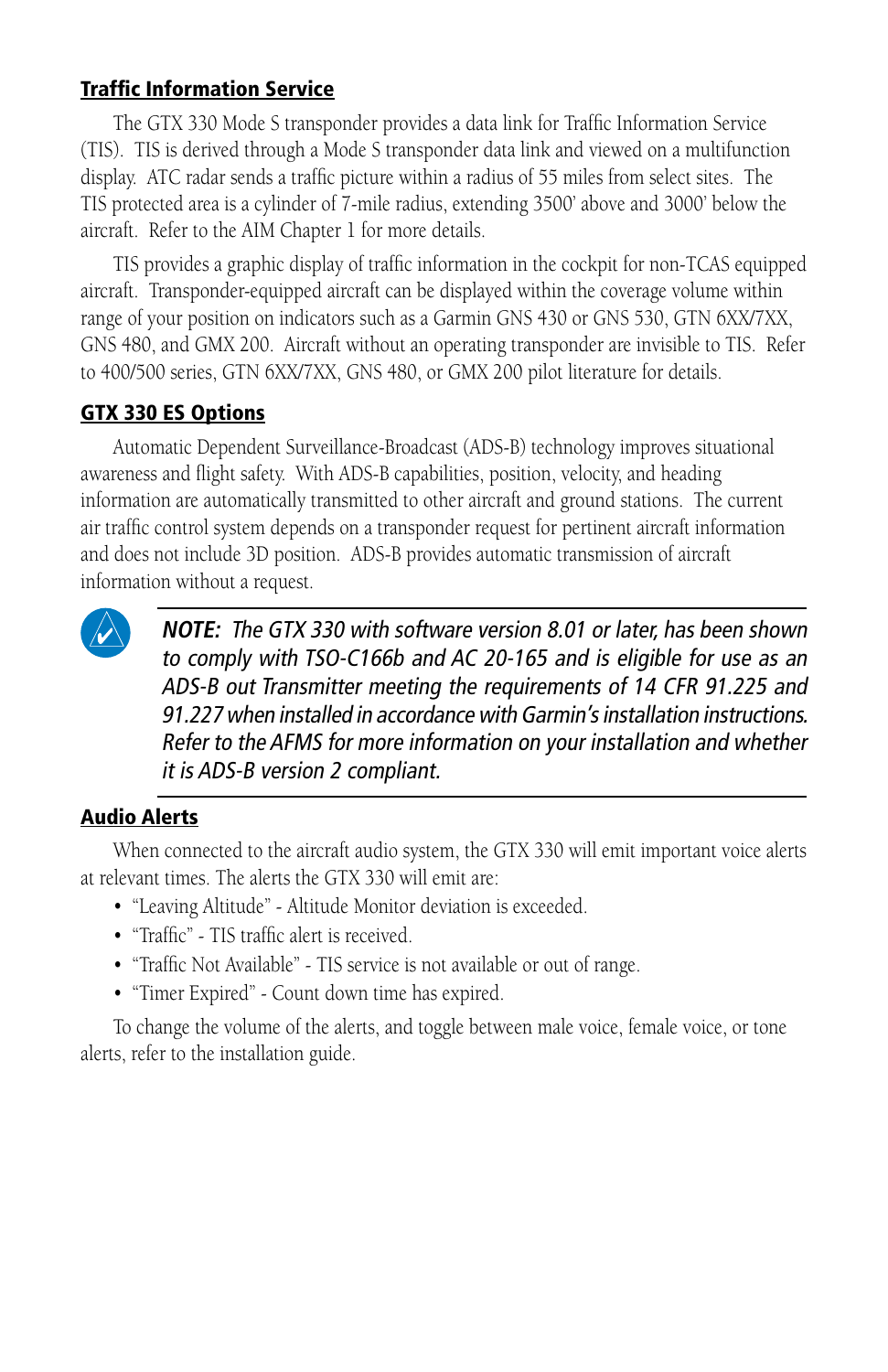## Traffic Information Service

The GTX 330 Mode S transponder provides a data link for Traffic Information Service (TIS). TIS is derived through a Mode S transponder data link and viewed on a multifunction display. ATC radar sends a traffic picture within a radius of 55 miles from select sites. The TIS protected area is a cylinder of 7-mile radius, extending 3500' above and 3000' below the aircraft. Refer to the AIM Chapter 1 for more details.

TIS provides a graphic display of traffic information in the cockpit for non-TCAS equipped aircraft. Transponder-equipped aircraft can be displayed within the coverage volume within range of your position on indicators such as a Garmin GNS 430 or GNS 530, GTN 6XX/7XX, GNS 480, and GMX 200. Aircraft without an operating transponder are invisible to TIS. Refer to 400/500 series, GTN 6XX/7XX, GNS 480, or GMX 200 pilot literature for details.

## GTX 330 ES Options

Automatic Dependent Surveillance-Broadcast (ADS-B) technology improves situational awareness and flight safety. With ADS-B capabilities, position, velocity, and heading information are automatically transmitted to other aircraft and ground stations. The current air traffic control system depends on a transponder request for pertinent aircraft information and does not include 3D position. ADS-B provides automatic transmission of aircraft information without a request.

***NOTE:*** *The GTX 330 with software version 8.01 or later, has been shown to comply with TSO-C166b and AC 20-165 and is eligible for use as an ADS-B out Transmitter meeting the requirements of 14 CFR 91.225 and 91.227 when installed in accordance with Garmin's installation instructions. Refer to the AFMS for more information on your installation and whether it is ADS-B version 2 compliant.*

## Audio Alerts

When connected to the aircraft audio system, the GTX 330 will emit important voice alerts at relevant times. The alerts the GTX 330 will emit are:

- "Leaving Altitude" - Altitude Monitor deviation is exceeded.
- "Traffic" - TIS traffic alert is received.
- "Traffic Not Available" - TIS service is not available or out of range.
- "Timer Expired" - Count down time has expired.

To change the volume of the alerts, and toggle between male voice, female voice, or tone alerts, refer to the installation guide.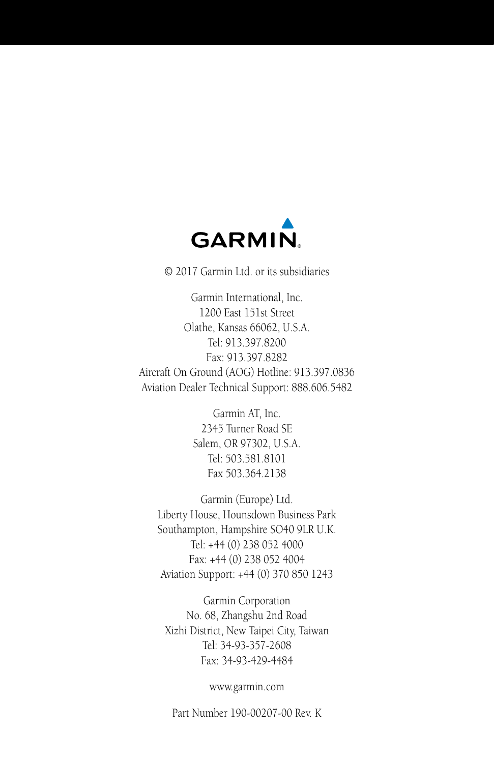GARMIN

© 2017 Garmin Ltd. or its subsidiaries

Garmin International, Inc.
1200 East 151st Street
Olathe, Kansas 66062, U.S.A.
Tel: 913.397.8200
Fax: 913.397.8282
Aircraft On Ground (AOG) Hotline: 913.397.0836
Aviation Dealer Technical Support: 888.606.5482

Garmin AT, Inc.
2345 Turner Road SE
Salem, OR 97302, U.S.A.
Tel: 503.581.8101
Fax 503.364.2138

Garmin (Europe) Ltd.
Liberty House, Hounsdown Business Park
Southampton, Hampshire SO40 9LR U.K.
Tel: +44 (0) 238 052 4000
Fax: +44 (0) 238 052 4004
Aviation Support: +44 (0) 370 850 1243

Garmin Corporation
No. 68, Zhangshu 2nd Road
Xizhi District, New Taipei City, Taiwan
Tel: 34-93-357-2608
Fax: 34-93-429-4484

www.garmin.com

Part Number 190-00207-00 Rev. K